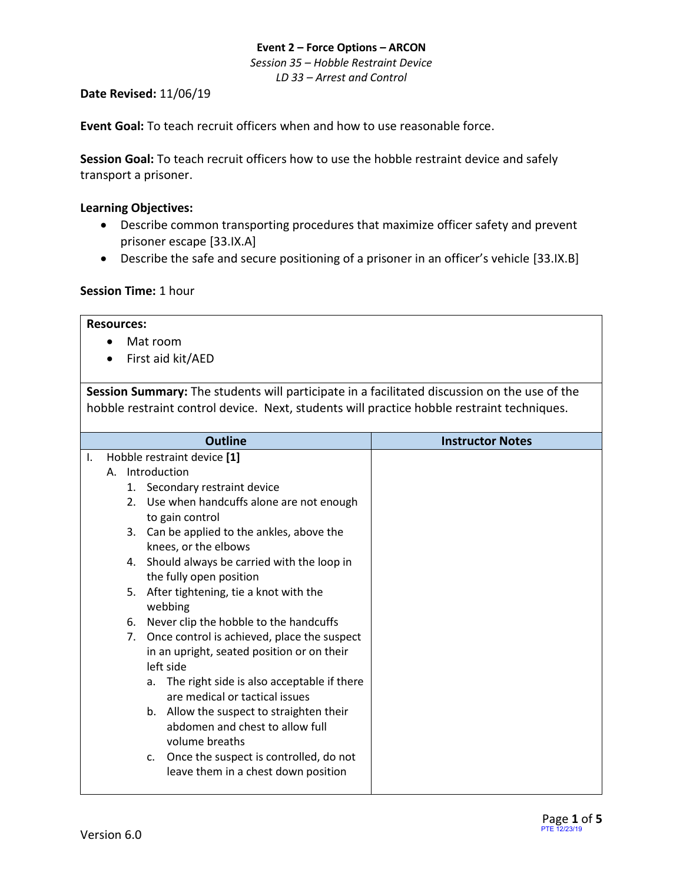**Event 2 – Force Options – ARCON**

*Session 35 – Hobble Restraint Device*

*LD 33 – Arrest and Control*

**Date Revised:** 11/06/19

**Event Goal:** To teach recruit officers when and how to use reasonable force.

**Session Goal:** To teach recruit officers how to use the hobble restraint device and safely transport a prisoner.

**Learning Objectives:**

- Describe common transporting procedures that maximize officer safety and prevent prisoner escape [33.IX.A]
- Describe the safe and secure positioning of a prisoner in an officer's vehicle [33.IX.B]

**Session Time:** 1 hour

**Resources:**

- Mat room
- First aid kit/AED

**Session Summary:** The students will participate in a facilitated discussion on the use of the hobble restraint control device. Next, students will practice hobble restraint techniques.

| Outline | Instructor Notes |
|---|---|
| I. Hobble restraint device **[1]**<br>A. Introduction<br>1. Secondary restraint device<br>2. Use when handcuffs alone are not enough to gain control<br>3. Can be applied to the ankles, above the knees, or the elbows<br>4. Should always be carried with the loop in the fully open position<br>5. After tightening, tie a knot with the webbing<br>6. Never clip the hobble to the handcuffs<br>7. Once control is achieved, place the suspect in an upright, seated position or on their left side<br>a. The right side is also acceptable if there are medical or tactical issues<br>b. Allow the suspect to straighten their abdomen and chest to allow full volume breaths<br>c. Once the suspect is controlled, do not leave them in a chest down position | |

Version 6.0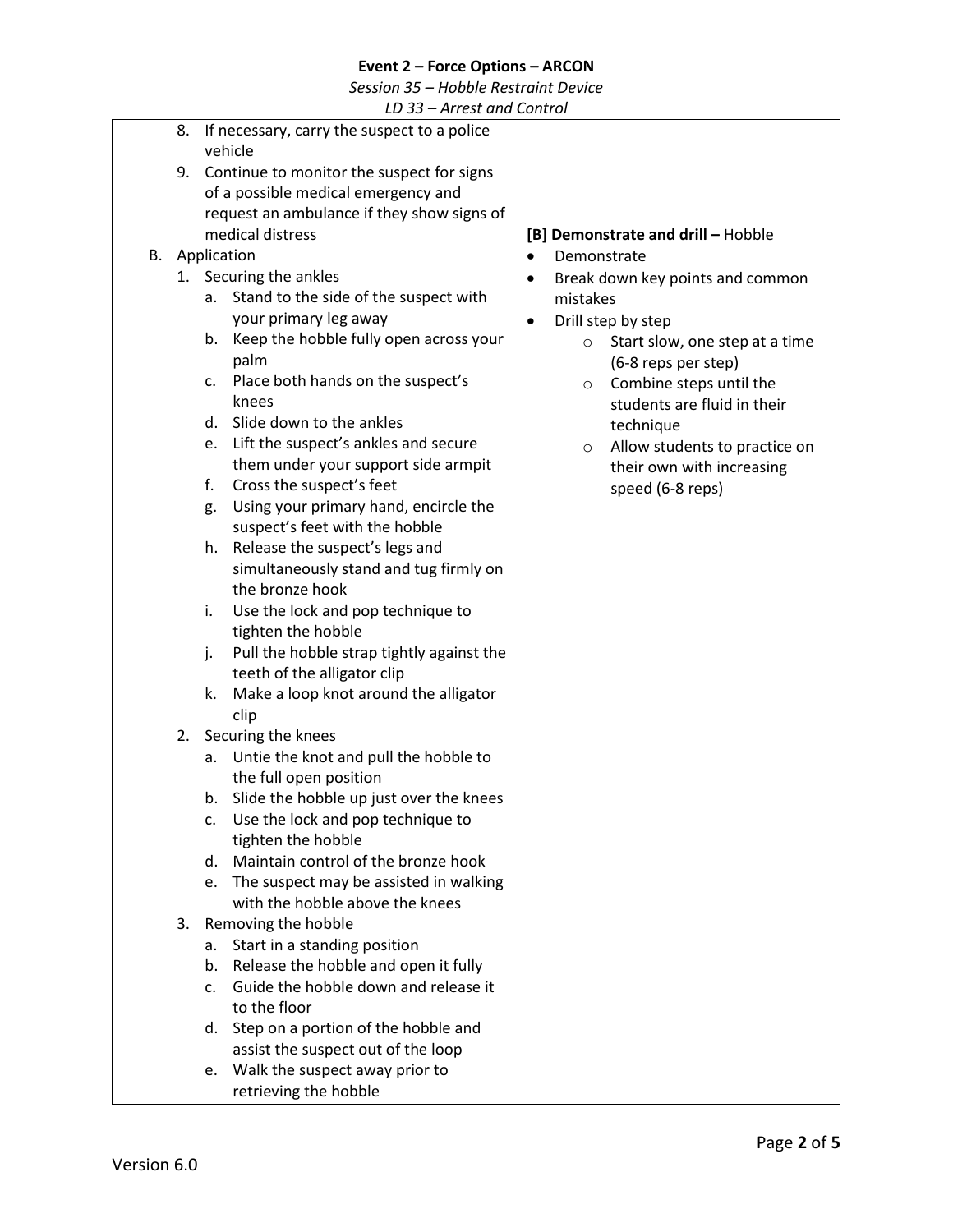**Event 2 – Force Options – ARCON**

*Session 35 – Hobble Restraint Device*

*LD 33 – Arrest and Control*

| | |
|---|---|
| 8. If necessary, carry the suspect to a police vehicle<br>9. Continue to monitor the suspect for signs of a possible medical emergency and request an ambulance if they show signs of medical distress<br><br>B. Application<br>1. Securing the ankles<br>a. Stand to the side of the suspect with your primary leg away<br>b. Keep the hobble fully open across your palm<br>c. Place both hands on the suspect's knees<br>d. Slide down to the ankles<br>e. Lift the suspect's ankles and secure them under your support side armpit<br>f. Cross the suspect's feet<br>g. Using your primary hand, encircle the suspect's feet with the hobble<br>h. Release the suspect's legs and simultaneously stand and tug firmly on the bronze hook<br>i. Use the lock and pop technique to tighten the hobble<br>j. Pull the hobble strap tightly against the teeth of the alligator clip<br>k. Make a loop knot around the alligator clip<br>2. Securing the knees<br>a. Untie the knot and pull the hobble to the full open position<br>b. Slide the hobble up just over the knees<br>c. Use the lock and pop technique to tighten the hobble<br>d. Maintain control of the bronze hook<br>e. The suspect may be assisted in walking with the hobble above the knees<br>3. Removing the hobble<br>a. Start in a standing position<br>b. Release the hobble and open it fully<br>c. Guide the hobble down and release it to the floor<br>d. Step on a portion of the hobble and assist the suspect out of the loop<br>e. Walk the suspect away prior to retrieving the hobble | **[B] Demonstrate and drill –** Hobble<br>• Demonstrate<br>• Break down key points and common mistakes<br>• Drill step by step<br>○ Start slow, one step at a time (6-8 reps per step)<br>○ Combine steps until the students are fluid in their technique<br>○ Allow students to practice on their own with increasing speed (6-8 reps) |

Version 6.0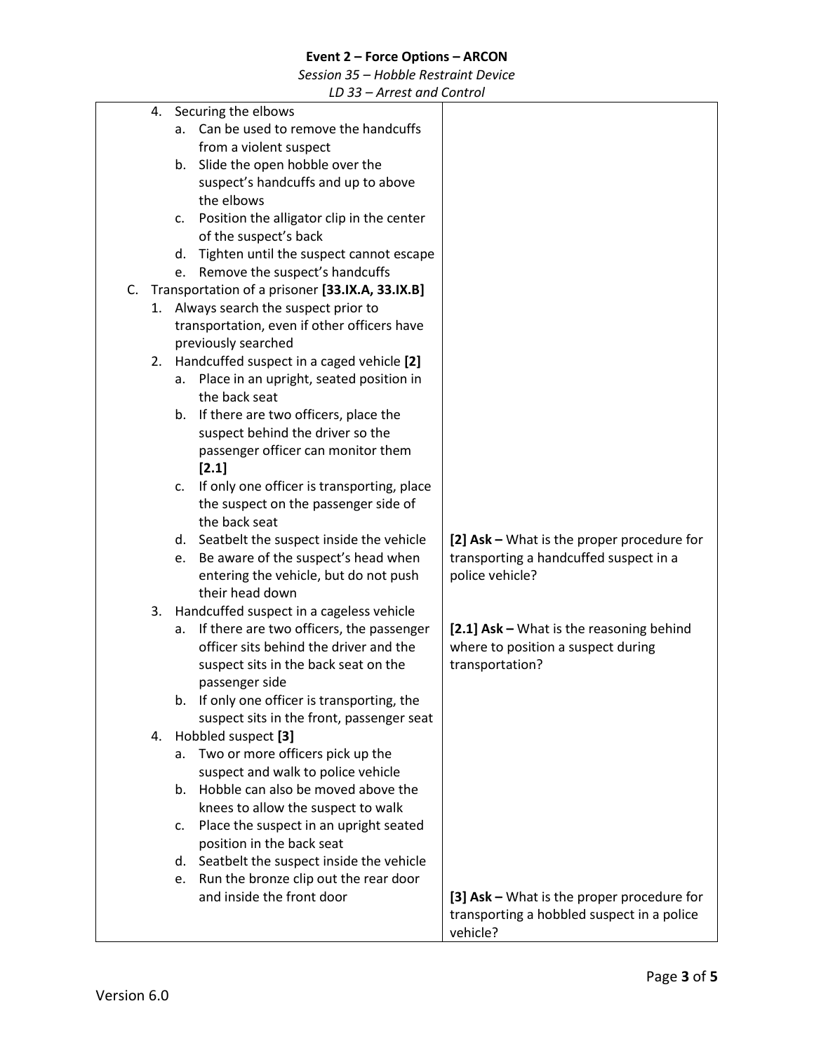**Event 2 – Force Options – ARCON**

*Session 35 – Hobble Restraint Device*

*LD 33 – Arrest and Control*

| | |
|---|---|
| 4. Securing the elbows<br>&nbsp;&nbsp;&nbsp;&nbsp;a. Can be used to remove the handcuffs from a violent suspect<br>&nbsp;&nbsp;&nbsp;&nbsp;b. Slide the open hobble over the suspect's handcuffs and up to above the elbows<br>&nbsp;&nbsp;&nbsp;&nbsp;c. Position the alligator clip in the center of the suspect's back<br>&nbsp;&nbsp;&nbsp;&nbsp;d. Tighten until the suspect cannot escape<br>&nbsp;&nbsp;&nbsp;&nbsp;e. Remove the suspect's handcuffs | |
| C. Transportation of a prisoner **[33.IX.A, 33.IX.B]**<br>&nbsp;&nbsp;1. Always search the suspect prior to transportation, even if other officers have previously searched<br>&nbsp;&nbsp;2. Handcuffed suspect in a caged vehicle **[2]**<br>&nbsp;&nbsp;&nbsp;&nbsp;a. Place in an upright, seated position in the back seat<br>&nbsp;&nbsp;&nbsp;&nbsp;b. If there are two officers, place the suspect behind the driver so the passenger officer can monitor them **[2.1]**<br>&nbsp;&nbsp;&nbsp;&nbsp;c. If only one officer is transporting, place the suspect on the passenger side of the back seat<br>&nbsp;&nbsp;&nbsp;&nbsp;d. Seatbelt the suspect inside the vehicle<br>&nbsp;&nbsp;&nbsp;&nbsp;e. Be aware of the suspect's head when entering the vehicle, but do not push their head down | **[2] Ask –** What is the proper procedure for transporting a handcuffed suspect in a police vehicle? |
| &nbsp;&nbsp;3. Handcuffed suspect in a cageless vehicle<br>&nbsp;&nbsp;&nbsp;&nbsp;a. If there are two officers, the passenger officer sits behind the driver and the suspect sits in the back seat on the passenger side<br>&nbsp;&nbsp;&nbsp;&nbsp;b. If only one officer is transporting, the suspect sits in the front, passenger seat | **[2.1] Ask –** What is the reasoning behind where to position a suspect during transportation? |
| &nbsp;&nbsp;4. Hobbled suspect **[3]**<br>&nbsp;&nbsp;&nbsp;&nbsp;a. Two or more officers pick up the suspect and walk to police vehicle<br>&nbsp;&nbsp;&nbsp;&nbsp;b. Hobble can also be moved above the knees to allow the suspect to walk<br>&nbsp;&nbsp;&nbsp;&nbsp;c. Place the suspect in an upright seated position in the back seat<br>&nbsp;&nbsp;&nbsp;&nbsp;d. Seatbelt the suspect inside the vehicle<br>&nbsp;&nbsp;&nbsp;&nbsp;e. Run the bronze clip out the rear door and inside the front door | **[3] Ask –** What is the proper procedure for transporting a hobbled suspect in a police vehicle? |

Version 6.0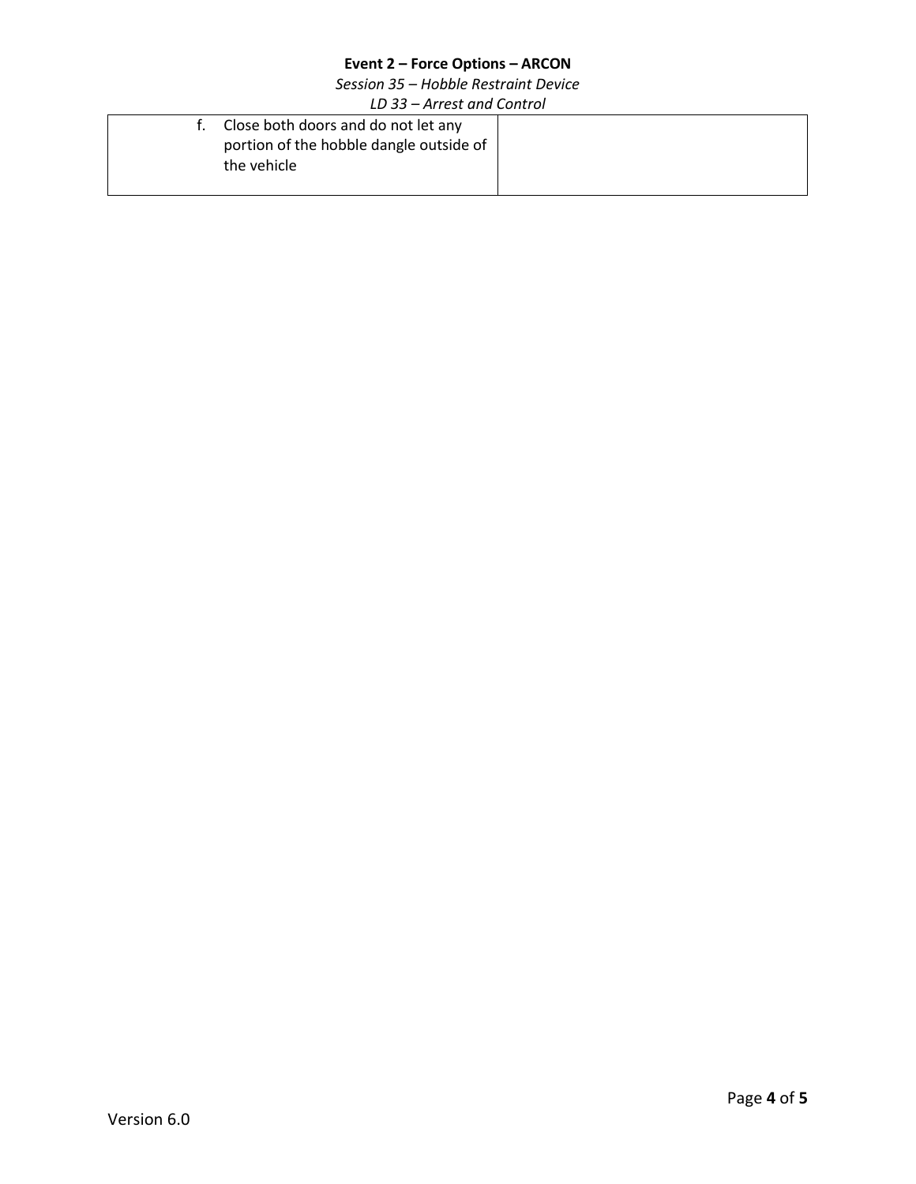| | |
|---|---|
| f. Close both doors and do not let any portion of the hobble dangle outside of the vehicle | |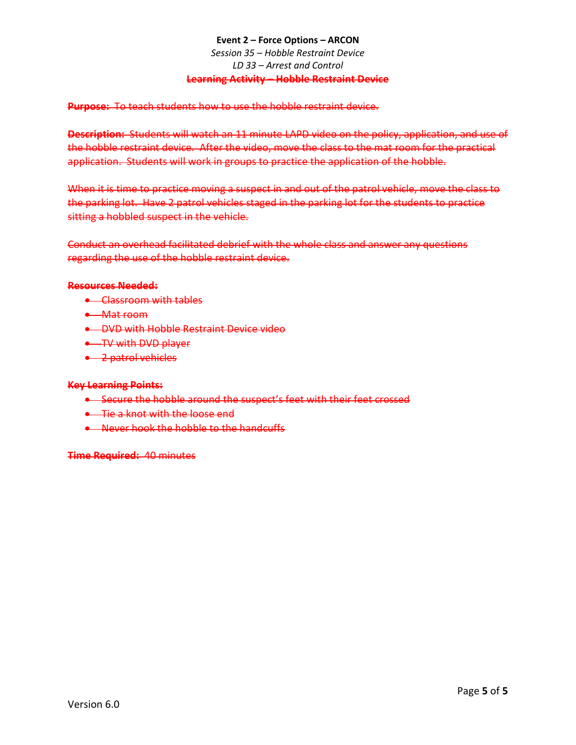**Event 2 – Force Options – ARCON**

*Session 35 – Hobble Restraint Device*

*LD 33 – Arrest and Control*

~~**Learning Activity – Hobble Restraint Device**~~

~~**Purpose:** To teach students how to use the hobble restraint device.~~

~~**Description:** Students will watch an 11 minute LAPD video on the policy, application, and use of the hobble restraint device. After the video, move the class to the mat room for the practical application. Students will work in groups to practice the application of the hobble.~~

~~When it is time to practice moving a suspect in and out of the patrol vehicle, move the class to the parking lot. Have 2 patrol vehicles staged in the parking lot for the students to practice sitting a hobbled suspect in the vehicle.~~

~~Conduct an overhead facilitated debrief with the whole class and answer any questions regarding the use of the hobble restraint device.~~

~~**Resources Needed:**~~

- ~~Classroom with tables~~
- ~~Mat room~~
- ~~DVD with Hobble Restraint Device video~~
- ~~TV with DVD player~~
- ~~2 patrol vehicles~~

~~**Key Learning Points:**~~

- ~~Secure the hobble around the suspect's feet with their feet crossed~~
- ~~Tie a knot with the loose end~~
- ~~Never hook the hobble to the handcuffs~~

~~**Time Required:** 40 minutes~~

Version 6.0